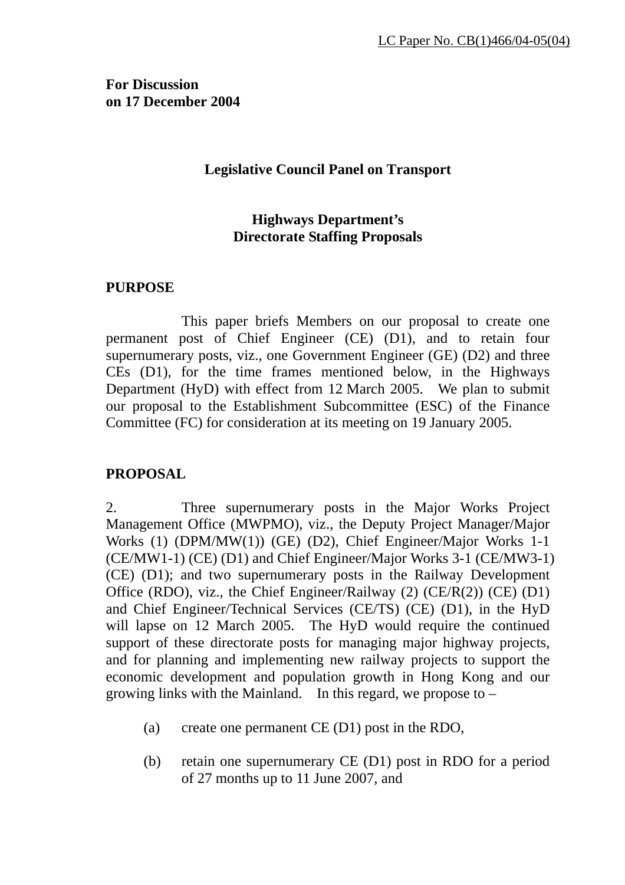LC Paper No. CB(1)466/04-05(04)

**For Discussion**
**on 17 December 2004**

**Legislative Council Panel on Transport**

**Highways Department's**
**Directorate Staffing Proposals**

## PURPOSE

This paper briefs Members on our proposal to create one permanent post of Chief Engineer (CE) (D1), and to retain four supernumerary posts, viz., one Government Engineer (GE) (D2) and three CEs (D1), for the time frames mentioned below, in the Highways Department (HyD) with effect from 12 March 2005. We plan to submit our proposal to the Establishment Subcommittee (ESC) of the Finance Committee (FC) for consideration at its meeting on 19 January 2005.

## PROPOSAL

2. Three supernumerary posts in the Major Works Project Management Office (MWPMO), viz., the Deputy Project Manager/Major Works (1) (DPM/MW(1)) (GE) (D2), Chief Engineer/Major Works 1-1 (CE/MW1-1) (CE) (D1) and Chief Engineer/Major Works 3-1 (CE/MW3-1) (CE) (D1); and two supernumerary posts in the Railway Development Office (RDO), viz., the Chief Engineer/Railway (2) (CE/R(2)) (CE) (D1) and Chief Engineer/Technical Services (CE/TS) (CE) (D1), in the HyD will lapse on 12 March 2005. The HyD would require the continued support of these directorate posts for managing major highway projects, and for planning and implementing new railway projects to support the economic development and population growth in Hong Kong and our growing links with the Mainland. In this regard, we propose to –

(a) create one permanent CE (D1) post in the RDO,

(b) retain one supernumerary CE (D1) post in RDO for a period of 27 months up to 11 June 2007, and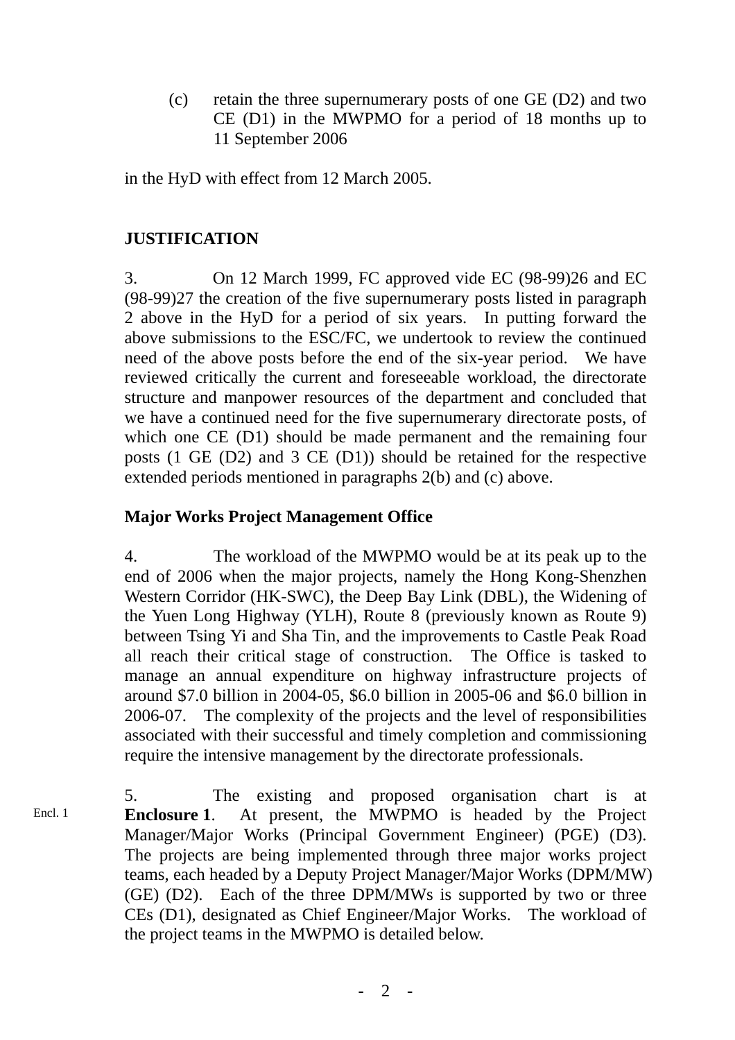(c) retain the three supernumerary posts of one GE (D2) and two CE (D1) in the MWPMO for a period of 18 months up to 11 September 2006

in the HyD with effect from 12 March 2005.

**JUSTIFICATION**

3. On 12 March 1999, FC approved vide EC (98-99)26 and EC (98-99)27 the creation of the five supernumerary posts listed in paragraph 2 above in the HyD for a period of six years. In putting forward the above submissions to the ESC/FC, we undertook to review the continued need of the above posts before the end of the six-year period. We have reviewed critically the current and foreseeable workload, the directorate structure and manpower resources of the department and concluded that we have a continued need for the five supernumerary directorate posts, of which one CE (D1) should be made permanent and the remaining four posts (1 GE (D2) and 3 CE (D1)) should be retained for the respective extended periods mentioned in paragraphs 2(b) and (c) above.

**Major Works Project Management Office**

4. The workload of the MWPMO would be at its peak up to the end of 2006 when the major projects, namely the Hong Kong-Shenzhen Western Corridor (HK-SWC), the Deep Bay Link (DBL), the Widening of the Yuen Long Highway (YLH), Route 8 (previously known as Route 9) between Tsing Yi and Sha Tin, and the improvements to Castle Peak Road all reach their critical stage of construction. The Office is tasked to manage an annual expenditure on highway infrastructure projects of around $7.0 billion in 2004-05, $6.0 billion in 2005-06 and $6.0 billion in 2006-07. The complexity of the projects and the level of responsibilities associated with their successful and timely completion and commissioning require the intensive management by the directorate professionals.

Encl. 1

5. The existing and proposed organisation chart is at **Enclosure 1**. At present, the MWPMO is headed by the Project Manager/Major Works (Principal Government Engineer) (PGE) (D3). The projects are being implemented through three major works project teams, each headed by a Deputy Project Manager/Major Works (DPM/MW) (GE) (D2). Each of the three DPM/MWs is supported by two or three CEs (D1), designated as Chief Engineer/Major Works. The workload of the project teams in the MWPMO is detailed below.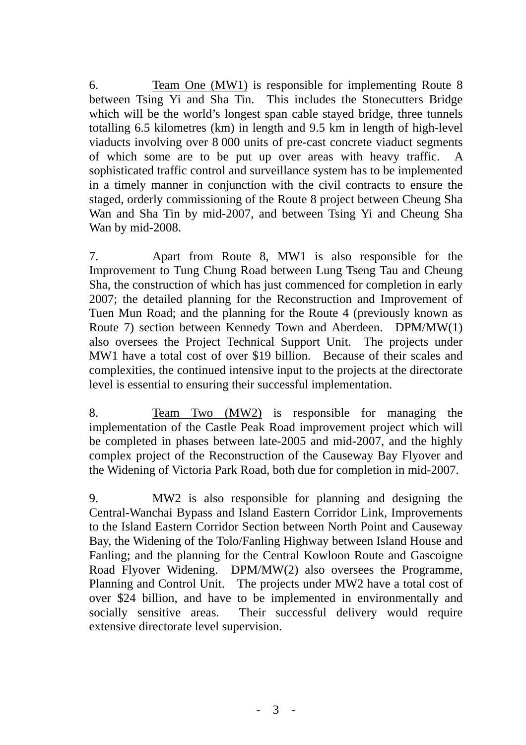6. Team One (MW1) is responsible for implementing Route 8 between Tsing Yi and Sha Tin. This includes the Stonecutters Bridge which will be the world's longest span cable stayed bridge, three tunnels totalling 6.5 kilometres (km) in length and 9.5 km in length of high-level viaducts involving over 8 000 units of pre-cast concrete viaduct segments of which some are to be put up over areas with heavy traffic. A sophisticated traffic control and surveillance system has to be implemented in a timely manner in conjunction with the civil contracts to ensure the staged, orderly commissioning of the Route 8 project between Cheung Sha Wan and Sha Tin by mid-2007, and between Tsing Yi and Cheung Sha Wan by mid-2008.

7. Apart from Route 8, MW1 is also responsible for the Improvement to Tung Chung Road between Lung Tseng Tau and Cheung Sha, the construction of which has just commenced for completion in early 2007; the detailed planning for the Reconstruction and Improvement of Tuen Mun Road; and the planning for the Route 4 (previously known as Route 7) section between Kennedy Town and Aberdeen. DPM/MW(1) also oversees the Project Technical Support Unit. The projects under MW1 have a total cost of over $19 billion. Because of their scales and complexities, the continued intensive input to the projects at the directorate level is essential to ensuring their successful implementation.

8. Team Two (MW2) is responsible for managing the implementation of the Castle Peak Road improvement project which will be completed in phases between late-2005 and mid-2007, and the highly complex project of the Reconstruction of the Causeway Bay Flyover and the Widening of Victoria Park Road, both due for completion in mid-2007.

9. MW2 is also responsible for planning and designing the Central-Wanchai Bypass and Island Eastern Corridor Link, Improvements to the Island Eastern Corridor Section between North Point and Causeway Bay, the Widening of the Tolo/Fanling Highway between Island House and Fanling; and the planning for the Central Kowloon Route and Gascoigne Road Flyover Widening. DPM/MW(2) also oversees the Programme, Planning and Control Unit. The projects under MW2 have a total cost of over $24 billion, and have to be implemented in environmentally and socially sensitive areas. Their successful delivery would require extensive directorate level supervision.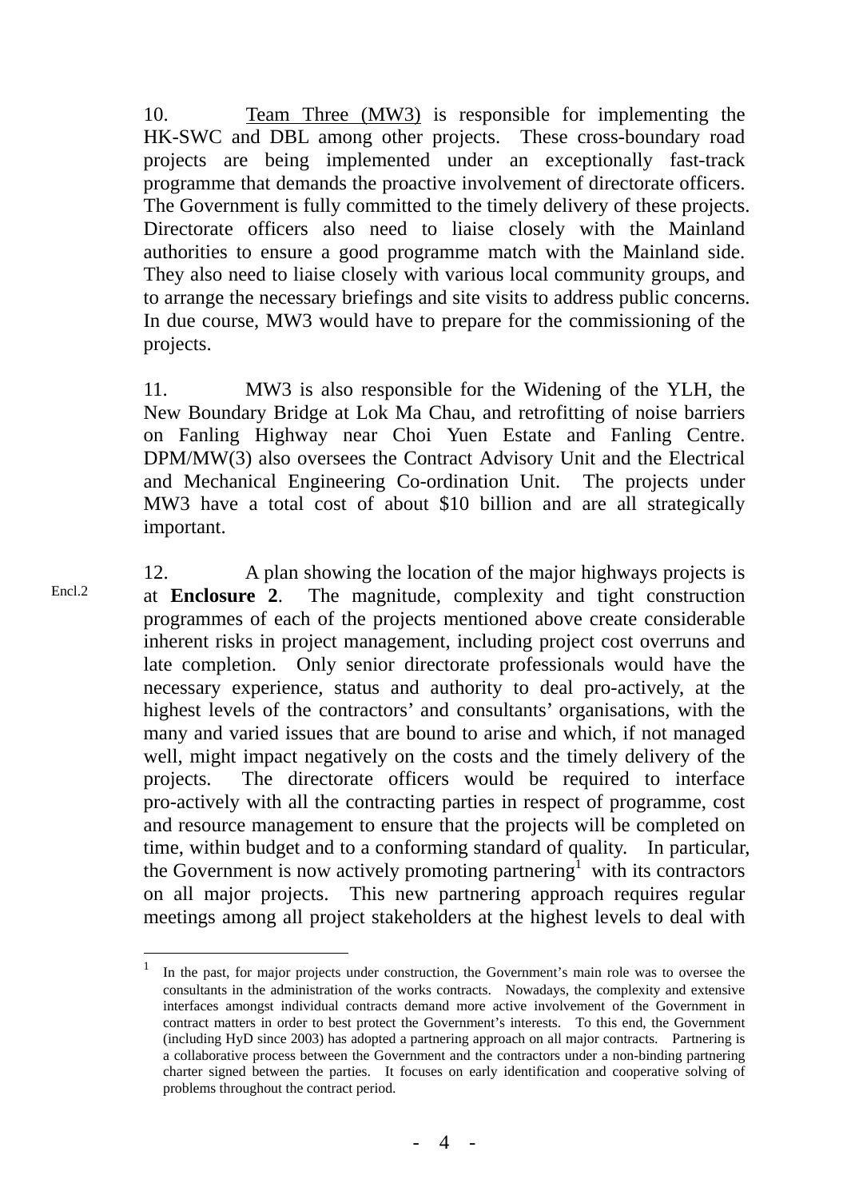10. Team Three (MW3) is responsible for implementing the HK-SWC and DBL among other projects. These cross-boundary road projects are being implemented under an exceptionally fast-track programme that demands the proactive involvement of directorate officers. The Government is fully committed to the timely delivery of these projects. Directorate officers also need to liaise closely with the Mainland authorities to ensure a good programme match with the Mainland side. They also need to liaise closely with various local community groups, and to arrange the necessary briefings and site visits to address public concerns. In due course, MW3 would have to prepare for the commissioning of the projects.

11. MW3 is also responsible for the Widening of the YLH, the New Boundary Bridge at Lok Ma Chau, and retrofitting of noise barriers on Fanling Highway near Choi Yuen Estate and Fanling Centre. DPM/MW(3) also oversees the Contract Advisory Unit and the Electrical and Mechanical Engineering Co-ordination Unit. The projects under MW3 have a total cost of about $10 billion and are all strategically important.

Encl.2

12. A plan showing the location of the major highways projects is at **Enclosure 2**. The magnitude, complexity and tight construction programmes of each of the projects mentioned above create considerable inherent risks in project management, including project cost overruns and late completion. Only senior directorate professionals would have the necessary experience, status and authority to deal pro-actively, at the highest levels of the contractors' and consultants' organisations, with the many and varied issues that are bound to arise and which, if not managed well, might impact negatively on the costs and the timely delivery of the projects. The directorate officers would be required to interface pro-actively with all the contracting parties in respect of programme, cost and resource management to ensure that the projects will be completed on time, within budget and to a conforming standard of quality. In particular, the Government is now actively promoting partnering[1] with its contractors on all major projects. This new partnering approach requires regular meetings among all project stakeholders at the highest levels to deal with

---

[1] In the past, for major projects under construction, the Government's main role was to oversee the consultants in the administration of the works contracts. Nowadays, the complexity and extensive interfaces amongst individual contracts demand more active involvement of the Government in contract matters in order to best protect the Government's interests. To this end, the Government (including HyD since 2003) has adopted a partnering approach on all major contracts. Partnering is a collaborative process between the Government and the contractors under a non-binding partnering charter signed between the parties. It focuses on early identification and cooperative solving of problems throughout the contract period.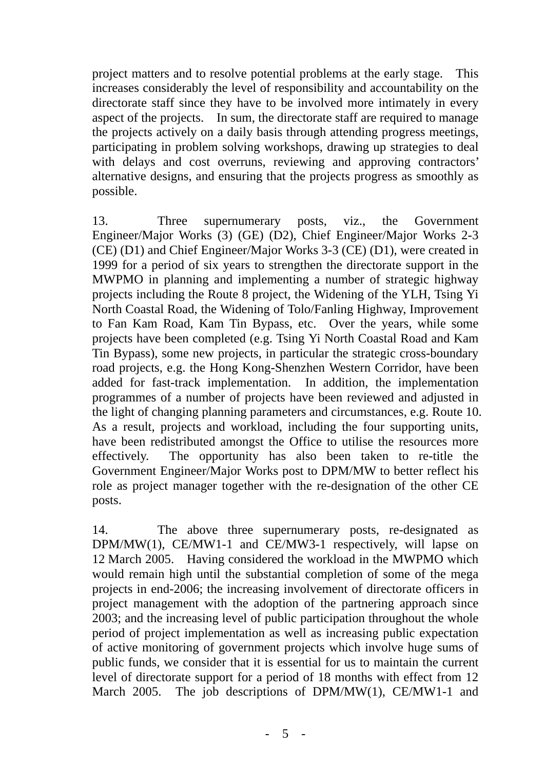project matters and to resolve potential problems at the early stage. This increases considerably the level of responsibility and accountability on the directorate staff since they have to be involved more intimately in every aspect of the projects. In sum, the directorate staff are required to manage the projects actively on a daily basis through attending progress meetings, participating in problem solving workshops, drawing up strategies to deal with delays and cost overruns, reviewing and approving contractors' alternative designs, and ensuring that the projects progress as smoothly as possible.

13. Three supernumerary posts, viz., the Government Engineer/Major Works (3) (GE) (D2), Chief Engineer/Major Works 2-3 (CE) (D1) and Chief Engineer/Major Works 3-3 (CE) (D1), were created in 1999 for a period of six years to strengthen the directorate support in the MWPMO in planning and implementing a number of strategic highway projects including the Route 8 project, the Widening of the YLH, Tsing Yi North Coastal Road, the Widening of Tolo/Fanling Highway, Improvement to Fan Kam Road, Kam Tin Bypass, etc. Over the years, while some projects have been completed (e.g. Tsing Yi North Coastal Road and Kam Tin Bypass), some new projects, in particular the strategic cross-boundary road projects, e.g. the Hong Kong-Shenzhen Western Corridor, have been added for fast-track implementation. In addition, the implementation programmes of a number of projects have been reviewed and adjusted in the light of changing planning parameters and circumstances, e.g. Route 10. As a result, projects and workload, including the four supporting units, have been redistributed amongst the Office to utilise the resources more effectively. The opportunity has also been taken to re-title the Government Engineer/Major Works post to DPM/MW to better reflect his role as project manager together with the re-designation of the other CE posts.

14. The above three supernumerary posts, re-designated as DPM/MW(1), CE/MW1-1 and CE/MW3-1 respectively, will lapse on 12 March 2005. Having considered the workload in the MWPMO which would remain high until the substantial completion of some of the mega projects in end-2006; the increasing involvement of directorate officers in project management with the adoption of the partnering approach since 2003; and the increasing level of public participation throughout the whole period of project implementation as well as increasing public expectation of active monitoring of government projects which involve huge sums of public funds, we consider that it is essential for us to maintain the current level of directorate support for a period of 18 months with effect from 12 March 2005. The job descriptions of DPM/MW(1), CE/MW1-1 and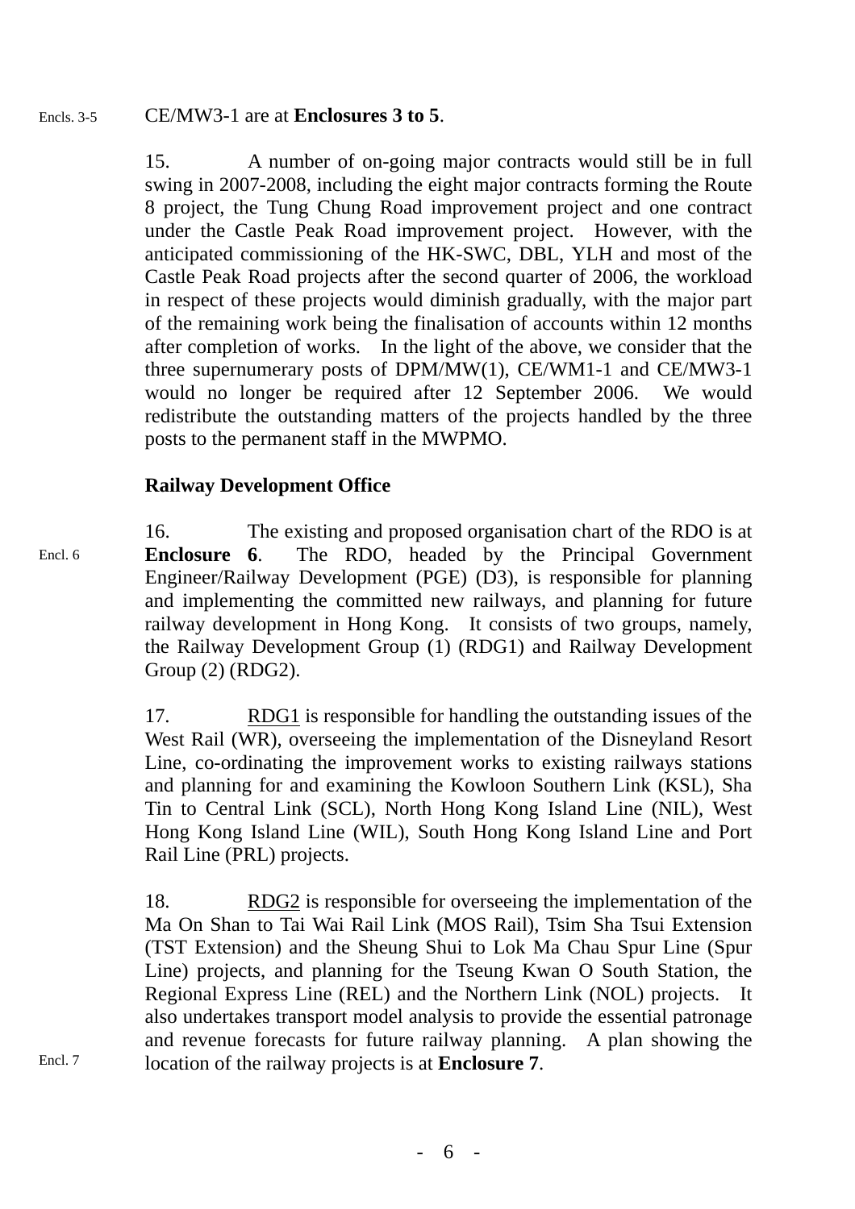Encls. 3-5 CE/MW3-1 are at **Enclosures 3 to 5**.

15. A number of on-going major contracts would still be in full swing in 2007-2008, including the eight major contracts forming the Route 8 project, the Tung Chung Road improvement project and one contract under the Castle Peak Road improvement project. However, with the anticipated commissioning of the HK-SWC, DBL, YLH and most of the Castle Peak Road projects after the second quarter of 2006, the workload in respect of these projects would diminish gradually, with the major part of the remaining work being the finalisation of accounts within 12 months after completion of works. In the light of the above, we consider that the three supernumerary posts of DPM/MW(1), CE/WM1-1 and CE/MW3-1 would no longer be required after 12 September 2006. We would redistribute the outstanding matters of the projects handled by the three posts to the permanent staff in the MWPMO.

**Railway Development Office**

Encl. 6

16. The existing and proposed organisation chart of the RDO is at **Enclosure 6**. The RDO, headed by the Principal Government Engineer/Railway Development (PGE) (D3), is responsible for planning and implementing the committed new railways, and planning for future railway development in Hong Kong. It consists of two groups, namely, the Railway Development Group (1) (RDG1) and Railway Development Group (2) (RDG2).

17. <u>RDG1</u> is responsible for handling the outstanding issues of the West Rail (WR), overseeing the implementation of the Disneyland Resort Line, co-ordinating the improvement works to existing railways stations and planning for and examining the Kowloon Southern Link (KSL), Sha Tin to Central Link (SCL), North Hong Kong Island Line (NIL), West Hong Kong Island Line (WIL), South Hong Kong Island Line and Port Rail Line (PRL) projects.

Encl. 7

18. <u>RDG2</u> is responsible for overseeing the implementation of the Ma On Shan to Tai Wai Rail Link (MOS Rail), Tsim Sha Tsui Extension (TST Extension) and the Sheung Shui to Lok Ma Chau Spur Line (Spur Line) projects, and planning for the Tseung Kwan O South Station, the Regional Express Line (REL) and the Northern Link (NOL) projects. It also undertakes transport model analysis to provide the essential patronage and revenue forecasts for future railway planning. A plan showing the location of the railway projects is at **Enclosure 7**.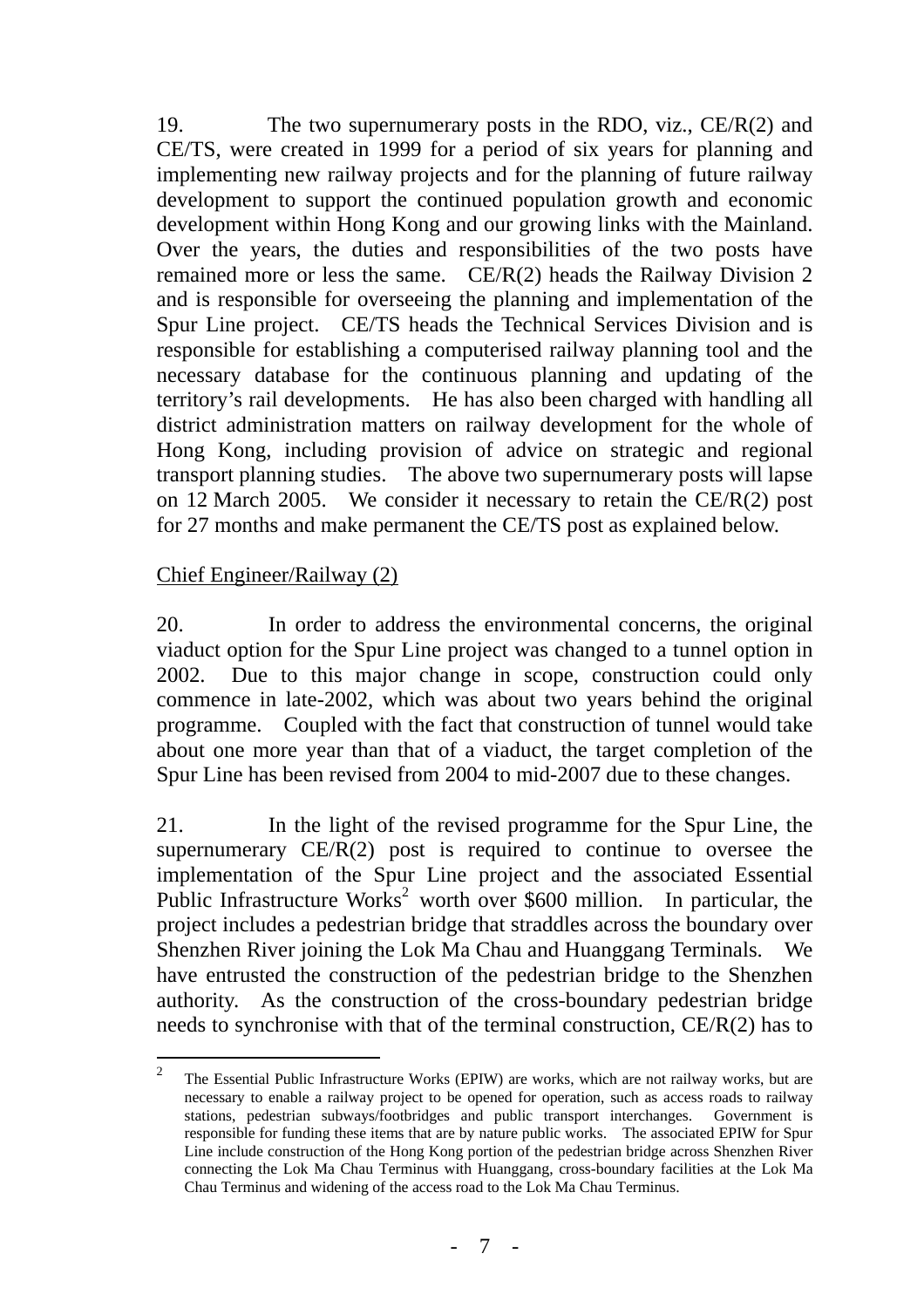19. The two supernumerary posts in the RDO, viz., CE/R(2) and CE/TS, were created in 1999 for a period of six years for planning and implementing new railway projects and for the planning of future railway development to support the continued population growth and economic development within Hong Kong and our growing links with the Mainland. Over the years, the duties and responsibilities of the two posts have remained more or less the same. CE/R(2) heads the Railway Division 2 and is responsible for overseeing the planning and implementation of the Spur Line project. CE/TS heads the Technical Services Division and is responsible for establishing a computerised railway planning tool and the necessary database for the continuous planning and updating of the territory's rail developments. He has also been charged with handling all district administration matters on railway development for the whole of Hong Kong, including provision of advice on strategic and regional transport planning studies. The above two supernumerary posts will lapse on 12 March 2005. We consider it necessary to retain the CE/R(2) post for 27 months and make permanent the CE/TS post as explained below.

Chief Engineer/Railway (2)

20. In order to address the environmental concerns, the original viaduct option for the Spur Line project was changed to a tunnel option in 2002. Due to this major change in scope, construction could only commence in late-2002, which was about two years behind the original programme. Coupled with the fact that construction of tunnel would take about one more year than that of a viaduct, the target completion of the Spur Line has been revised from 2004 to mid-2007 due to these changes.

21. In the light of the revised programme for the Spur Line, the supernumerary CE/R(2) post is required to continue to oversee the implementation of the Spur Line project and the associated Essential Public Infrastructure Works[2] worth over $600 million. In particular, the project includes a pedestrian bridge that straddles across the boundary over Shenzhen River joining the Lok Ma Chau and Huanggang Terminals. We have entrusted the construction of the pedestrian bridge to the Shenzhen authority. As the construction of the cross-boundary pedestrian bridge needs to synchronise with that of the terminal construction, CE/R(2) has to

[2] The Essential Public Infrastructure Works (EPIW) are works, which are not railway works, but are necessary to enable a railway project to be opened for operation, such as access roads to railway stations, pedestrian subways/footbridges and public transport interchanges. Government is responsible for funding these items that are by nature public works. The associated EPIW for Spur Line include construction of the Hong Kong portion of the pedestrian bridge across Shenzhen River connecting the Lok Ma Chau Terminus with Huanggang, cross-boundary facilities at the Lok Ma Chau Terminus and widening of the access road to the Lok Ma Chau Terminus.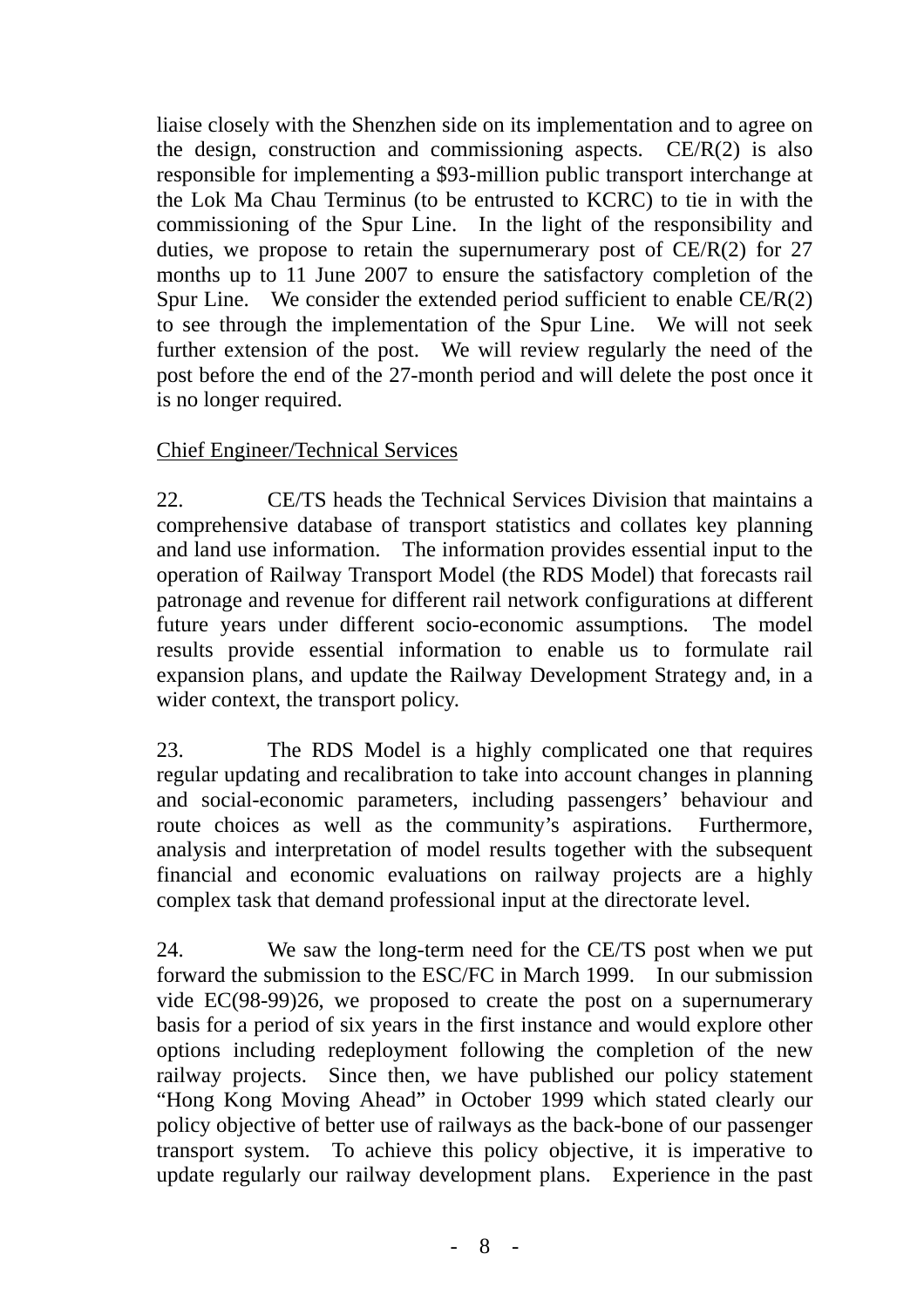liaise closely with the Shenzhen side on its implementation and to agree on the design, construction and commissioning aspects. CE/R(2) is also responsible for implementing a $93-million public transport interchange at the Lok Ma Chau Terminus (to be entrusted to KCRC) to tie in with the commissioning of the Spur Line. In the light of the responsibility and duties, we propose to retain the supernumerary post of CE/R(2) for 27 months up to 11 June 2007 to ensure the satisfactory completion of the Spur Line. We consider the extended period sufficient to enable CE/R(2) to see through the implementation of the Spur Line. We will not seek further extension of the post. We will review regularly the need of the post before the end of the 27-month period and will delete the post once it is no longer required.

Chief Engineer/Technical Services

22. CE/TS heads the Technical Services Division that maintains a comprehensive database of transport statistics and collates key planning and land use information. The information provides essential input to the operation of Railway Transport Model (the RDS Model) that forecasts rail patronage and revenue for different rail network configurations at different future years under different socio-economic assumptions. The model results provide essential information to enable us to formulate rail expansion plans, and update the Railway Development Strategy and, in a wider context, the transport policy.

23. The RDS Model is a highly complicated one that requires regular updating and recalibration to take into account changes in planning and social-economic parameters, including passengers' behaviour and route choices as well as the community's aspirations. Furthermore, analysis and interpretation of model results together with the subsequent financial and economic evaluations on railway projects are a highly complex task that demand professional input at the directorate level.

24. We saw the long-term need for the CE/TS post when we put forward the submission to the ESC/FC in March 1999. In our submission vide EC(98-99)26, we proposed to create the post on a supernumerary basis for a period of six years in the first instance and would explore other options including redeployment following the completion of the new railway projects. Since then, we have published our policy statement "Hong Kong Moving Ahead" in October 1999 which stated clearly our policy objective of better use of railways as the back-bone of our passenger transport system. To achieve this policy objective, it is imperative to update regularly our railway development plans. Experience in the past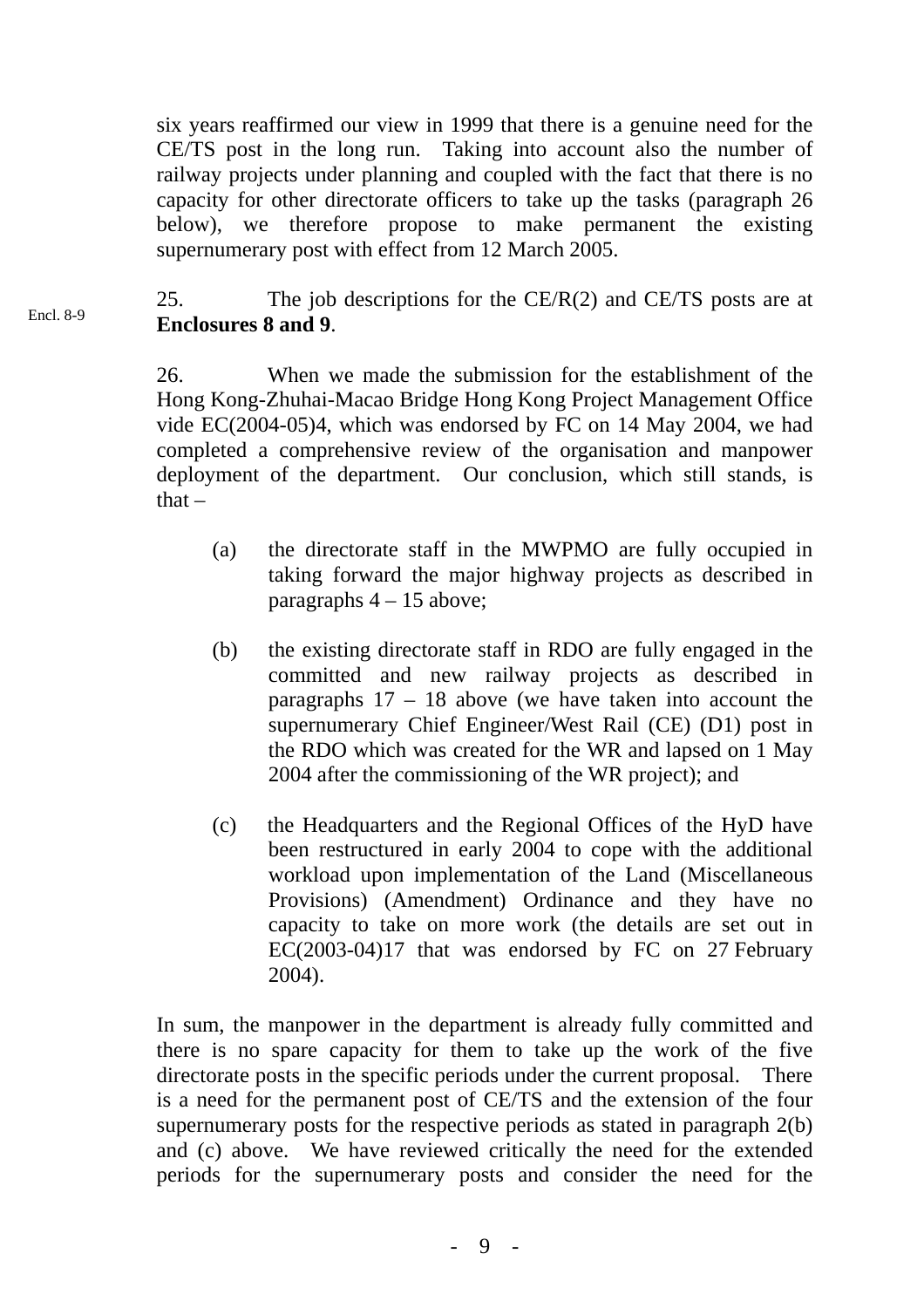six years reaffirmed our view in 1999 that there is a genuine need for the CE/TS post in the long run. Taking into account also the number of railway projects under planning and coupled with the fact that there is no capacity for other directorate officers to take up the tasks (paragraph 26 below), we therefore propose to make permanent the existing supernumerary post with effect from 12 March 2005.

Encl. 8-9

25. The job descriptions for the CE/R(2) and CE/TS posts are at **Enclosures 8 and 9**.

26. When we made the submission for the establishment of the Hong Kong-Zhuhai-Macao Bridge Hong Kong Project Management Office vide EC(2004-05)4, which was endorsed by FC on 14 May 2004, we had completed a comprehensive review of the organisation and manpower deployment of the department. Our conclusion, which still stands, is that –

(a) the directorate staff in the MWPMO are fully occupied in taking forward the major highway projects as described in paragraphs 4 – 15 above;

(b) the existing directorate staff in RDO are fully engaged in the committed and new railway projects as described in paragraphs 17 – 18 above (we have taken into account the supernumerary Chief Engineer/West Rail (CE) (D1) post in the RDO which was created for the WR and lapsed on 1 May 2004 after the commissioning of the WR project); and

(c) the Headquarters and the Regional Offices of the HyD have been restructured in early 2004 to cope with the additional workload upon implementation of the Land (Miscellaneous Provisions) (Amendment) Ordinance and they have no capacity to take on more work (the details are set out in EC(2003-04)17 that was endorsed by FC on 27 February 2004).

In sum, the manpower in the department is already fully committed and there is no spare capacity for them to take up the work of the five directorate posts in the specific periods under the current proposal. There is a need for the permanent post of CE/TS and the extension of the four supernumerary posts for the respective periods as stated in paragraph 2(b) and (c) above. We have reviewed critically the need for the extended periods for the supernumerary posts and consider the need for the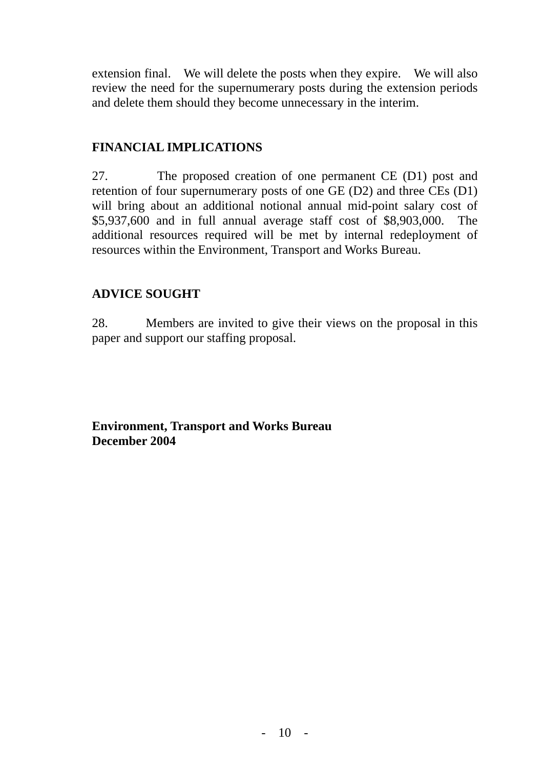extension final. We will delete the posts when they expire. We will also review the need for the supernumerary posts during the extension periods and delete them should they become unnecessary in the interim.

## FINANCIAL IMPLICATIONS

27. The proposed creation of one permanent CE (D1) post and retention of four supernumerary posts of one GE (D2) and three CEs (D1) will bring about an additional notional annual mid-point salary cost of $5,937,600 and in full annual average staff cost of $8,903,000. The additional resources required will be met by internal redeployment of resources within the Environment, Transport and Works Bureau.

## ADVICE SOUGHT

28. Members are invited to give their views on the proposal in this paper and support our staffing proposal.

**Environment, Transport and Works Bureau**
**December 2004**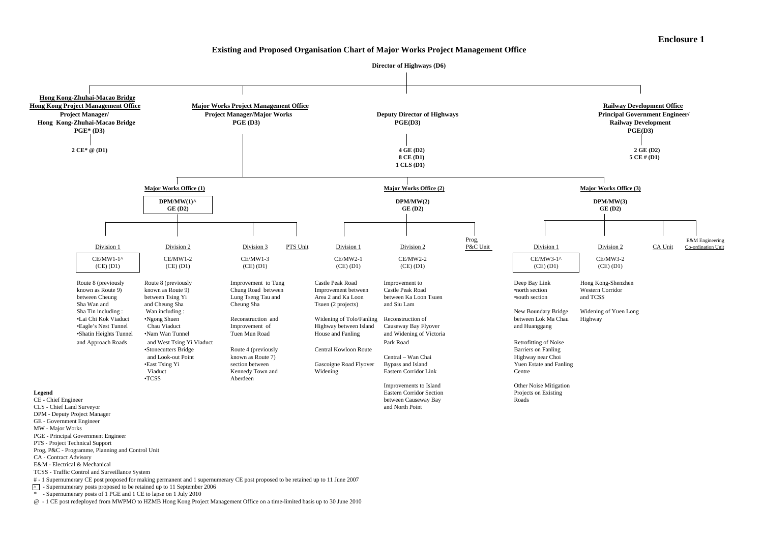**Enclosure 1**

# Existing and Proposed Organisation Chart of Major Works Project Management Office

**Director of Highways (D6)**

- **Hong Kong-Zhuhai-Macao Bridge Hong Kong Project Management Office**
  - **Project Manager/ Hong Kong-Zhuhai-Macao Bridge PGE* (D3)**
    - **2 CE* @ (D1)**
- **Major Works Project Management Office**
  - **Project Manager/Major Works PGE (D3)**
- **Deputy Director of Highways PGE(D3)**
  - **4 GE (D2)**
  - **8 CE (D1)**
  - **1 CLS (D1)**
- **Railway Development Office**
  - **Principal Government Engineer/ Railway Development PGE(D3)**
    - **2 GE (D2)**
    - **5 CE # (D1)**

Under Project Manager/Major Works:

**Major Works Office (1)** — **DPM/MW(1)^ GE (D2)**

- Division 1 — CE/MW1-1^ (CE) (D1)
  - Route 8 (previously known as Route 9) between Cheung Sha Wan and Sha Tin including :
    - •Lai Chi Kok Viaduct
    - •Eagle's Nest Tunnel
    - •Shatin Heights Tunnel and Approach Roads
- Division 2 — CE/MW1-2 (CE) (D1)
  - Route 8 (previously known as Route 9) between Tsing Yi and Cheung Sha Wan including :
    - •Ngong Shuen Chau Viaduct
    - •Nam Wan Tunnel and West Tsing Yi Viaduct
    - •Stonecutters Bridge and Look-out Point
    - •East Tsing Yi Viaduct
    - •TCSS
- Division 3 — CE/MW1-3 (CE) (D1)
  - Improvement to Tung Chung Road between Lung Tseng Tau and Cheung Sha
  - Reconstruction and Improvement of Tuen Mun Road
  - Route 4 (previously known as Route 7) section between Kennedy Town and Aberdeen
- PTS Unit

**Major Works Office (2)** — **DPM/MW(2) GE (D2)**

- Division 1 — CE/MW2-1 (CE) (D1)
  - Castle Peak Road Improvement between Area 2 and Ka Loon Tsuen (2 projects)
  - Widening of Tolo/Fanling Highway between Island House and Fanling
  - Central Kowloon Route
  - Gascoigne Road Flyover Widening
- Division 2 — CE/MW2-2 (CE) (D1)
  - Improvement to Castle Peak Road between Ka Loon Tsuen and Siu Lam
  - Reconstruction of Causeway Bay Flyover and Widening of Victoria Park Road
  - Central – Wan Chai Bypass and Island Eastern Corridor Link
  - Improvements to Island Eastern Corridor Section between Causeway Bay and North Point
- Prog, P&C Unit

**Major Works Office (3)** — **DPM/MW(3) GE (D2)**

- Division 1 — CE/MW3-1^ (CE) (D1)
  - Deep Bay Link
    - •north section
    - •south section
  - New Boundary Bridge between Lok Ma Chau and Huanggang
  - Retrofitting of Noise Barriers on Fanling Highway near Choi Yuen Estate and Fanling Centre
  - Other Noise Mitigation Projects on Existing Roads
- Division 2 — CE/MW3-2 (CE) (D1)
  - Hong Kong-Shenzhen Western Corridor and TCSS
  - Widening of Yuen Long Highway
- CA Unit
- E&M Engineering Co-ordination Unit

**Legend**

CE - Chief Engineer
CLS - Chief Land Surveyor
DPM - Deputy Project Manager
GE - Government Engineer
MW - Major Works
PGE - Principal Government Engineer
PTS - Project Technical Support
Prog, P&C - Programme, Planning and Control Unit
CA - Contract Advisory
E&M - Electrical & Mechanical
TCSS - Traffic Control and Surveillance System

# - 1 Supernumerary CE post proposed for making permanent and 1 supernumerary CE post proposed to be retained up to 11 June 2007
^ - Supernumerary posts proposed to be retained up to 11 September 2006
\* - Supernumerary posts of 1 PGE and 1 CE to lapse on 1 July 2010
@ - 1 CE post redeployed from MWPMO to HZMB Hong Kong Project Management Office on a time-limited basis up to 30 June 2010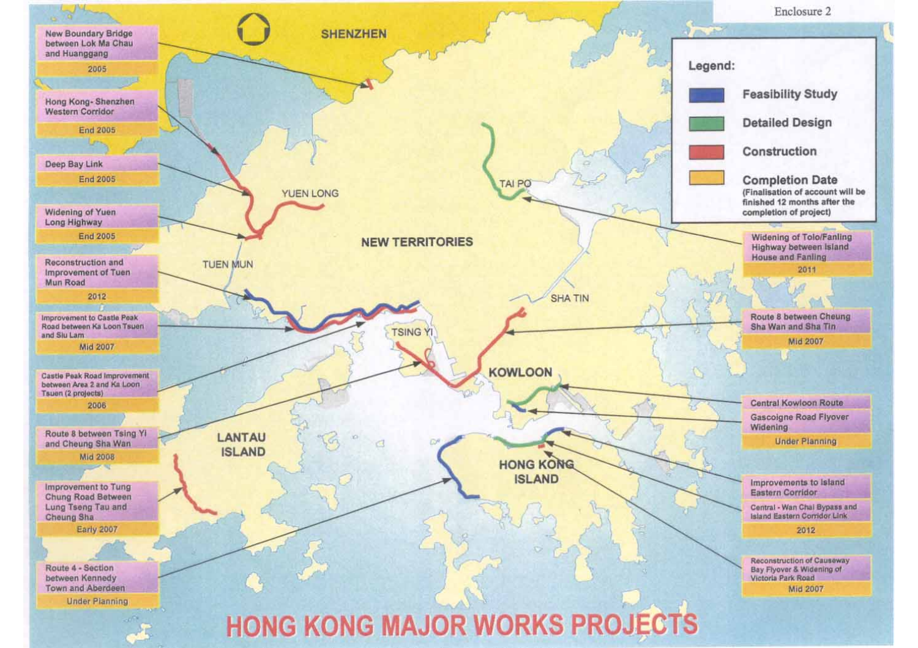Enclosure 2

# HONG KONG MAJOR WORKS PROJECTS

**Legend:**

- Feasibility Study
- Detailed Design
- Construction
- Completion Date (Finalisation of account will be finished 12 months after the completion of project)

| Project | Completion Date |
|---|---|
| New Boundary Bridge between Lok Ma Chau and Huanggang | 2005 |
| Hong Kong- Shenzhen Western Corridor | End 2005 |
| Deep Bay Link | End 2005 |
| Widening of Yuen Long Highway | End 2005 |
| Reconstruction and Improvement of Tuen Mun Road | 2012 |
| Improvement to Castle Peak Road between Ka Loon Tsuen and Siu Lam | Mid 2007 |
| Castle Peak Road Improvement between Area 2 and Ka Loon Tsuen (2 projects) | 2006 |
| Route 8 between Tsing Yi and Cheung Sha Wan | Mid 2008 |
| Improvement to Tung Chung Road Between Lung Tseng Tau and Cheung Sha | Early 2007 |
| Route 4 - Section between Kennedy Town and Aberdeen | Under Planning |
| Widening of Tolo/Fanling Highway between Island House and Fanling | 2011 |
| Route 8 between Cheung Sha Wan and Sha Tin | Mid 2007 |
| Central Kowloon Route; Gascoigne Road Flyover Widening | Under Planning |
| Improvements to Island Eastern Corridor; Central - Wan Chai Bypass and Island Eastern Corridor Link | 2012 |
| Reconstruction of Causeway Bay Flyover & Widening of Victoria Park Road | Mid 2007 |

SHENZHEN · YUEN LONG · TUEN MUN · NEW TERRITORIES · TAI PO · SHA TIN · TSING YI · KOWLOON · LANTAU ISLAND · HONG KONG ISLAND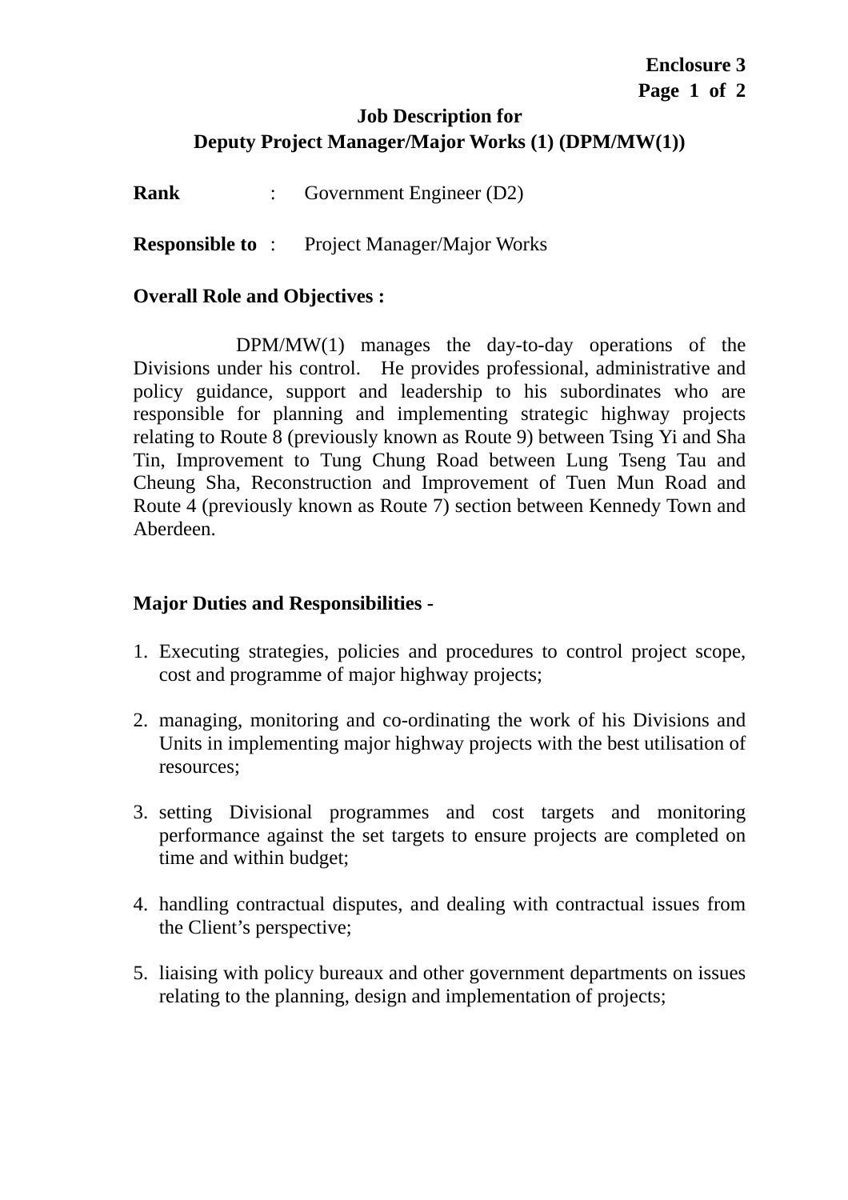**Enclosure 3**

# Job Description for
# Deputy Project Manager/Major Works (1) (DPM/MW(1))

**Rank** : Government Engineer (D2)

**Responsible to** : Project Manager/Major Works

**Overall Role and Objectives :**

DPM/MW(1) manages the day-to-day operations of the Divisions under his control. He provides professional, administrative and policy guidance, support and leadership to his subordinates who are responsible for planning and implementing strategic highway projects relating to Route 8 (previously known as Route 9) between Tsing Yi and Sha Tin, Improvement to Tung Chung Road between Lung Tseng Tau and Cheung Sha, Reconstruction and Improvement of Tuen Mun Road and Route 4 (previously known as Route 7) section between Kennedy Town and Aberdeen.

**Major Duties and Responsibilities -**

1. Executing strategies, policies and procedures to control project scope, cost and programme of major highway projects;

2. managing, monitoring and co-ordinating the work of his Divisions and Units in implementing major highway projects with the best utilisation of resources;

3. setting Divisional programmes and cost targets and monitoring performance against the set targets to ensure projects are completed on time and within budget;

4. handling contractual disputes, and dealing with contractual issues from the Client's perspective;

5. liaising with policy bureaux and other government departments on issues relating to the planning, design and implementation of projects;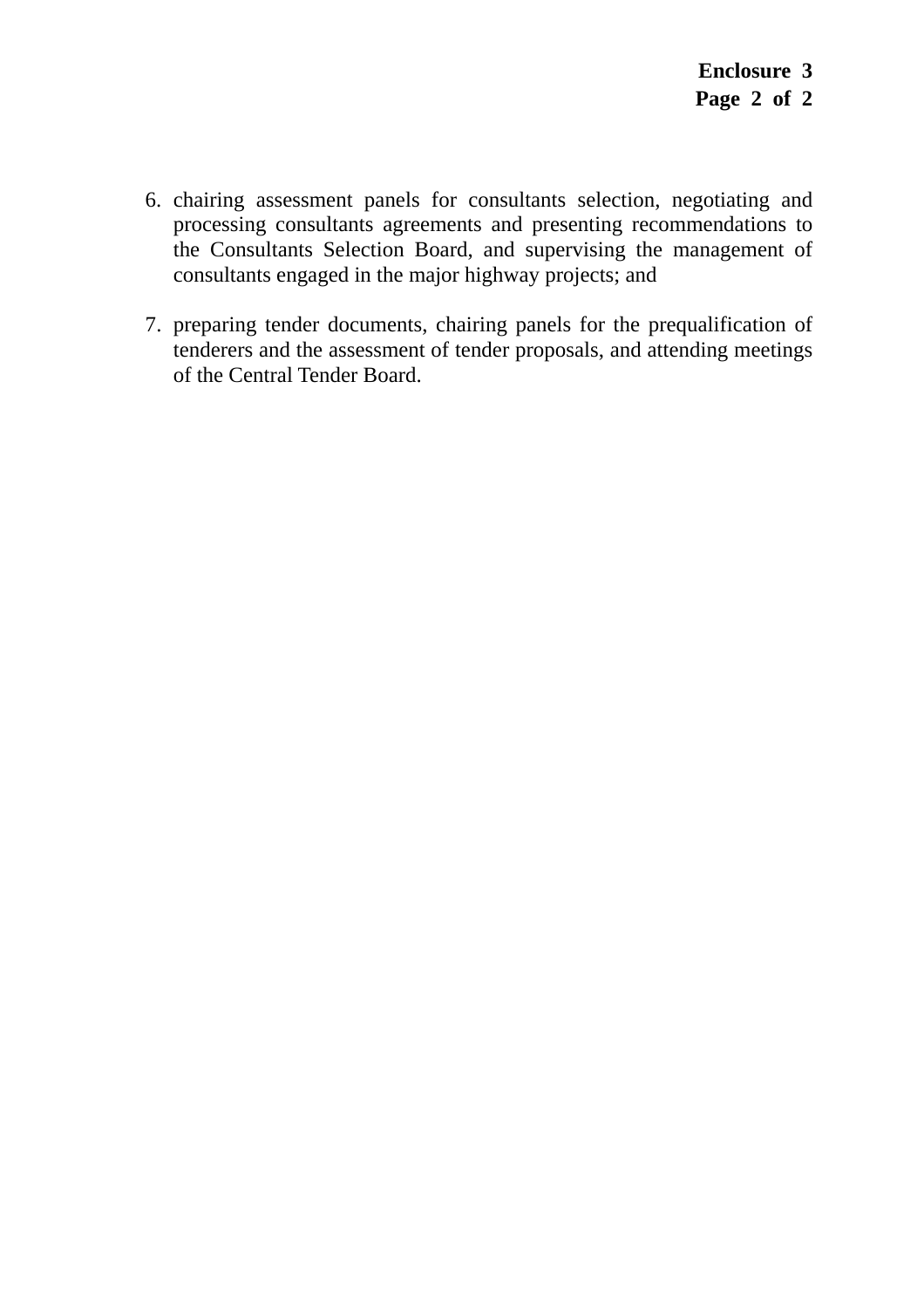6. chairing assessment panels for consultants selection, negotiating and processing consultants agreements and presenting recommendations to the Consultants Selection Board, and supervising the management of consultants engaged in the major highway projects; and

7. preparing tender documents, chairing panels for the prequalification of tenderers and the assessment of tender proposals, and attending meetings of the Central Tender Board.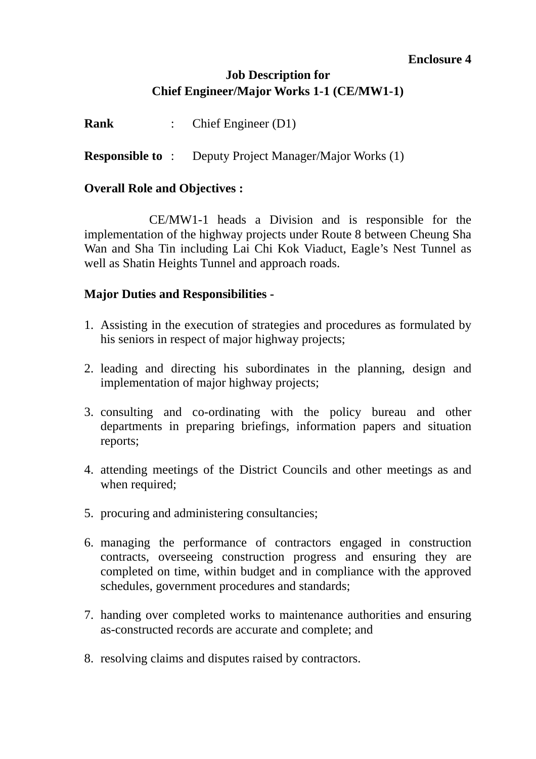**Enclosure 4**

**Job Description for**
**Chief Engineer/Major Works 1-1 (CE/MW1-1)**

**Rank** : Chief Engineer (D1)

**Responsible to** : Deputy Project Manager/Major Works (1)

**Overall Role and Objectives :**

CE/MW1-1 heads a Division and is responsible for the implementation of the highway projects under Route 8 between Cheung Sha Wan and Sha Tin including Lai Chi Kok Viaduct, Eagle's Nest Tunnel as well as Shatin Heights Tunnel and approach roads.

**Major Duties and Responsibilities -**

1. Assisting in the execution of strategies and procedures as formulated by his seniors in respect of major highway projects;

2. leading and directing his subordinates in the planning, design and implementation of major highway projects;

3. consulting and co-ordinating with the policy bureau and other departments in preparing briefings, information papers and situation reports;

4. attending meetings of the District Councils and other meetings as and when required;

5. procuring and administering consultancies;

6. managing the performance of contractors engaged in construction contracts, overseeing construction progress and ensuring they are completed on time, within budget and in compliance with the approved schedules, government procedures and standards;

7. handing over completed works to maintenance authorities and ensuring as-constructed records are accurate and complete; and

8. resolving claims and disputes raised by contractors.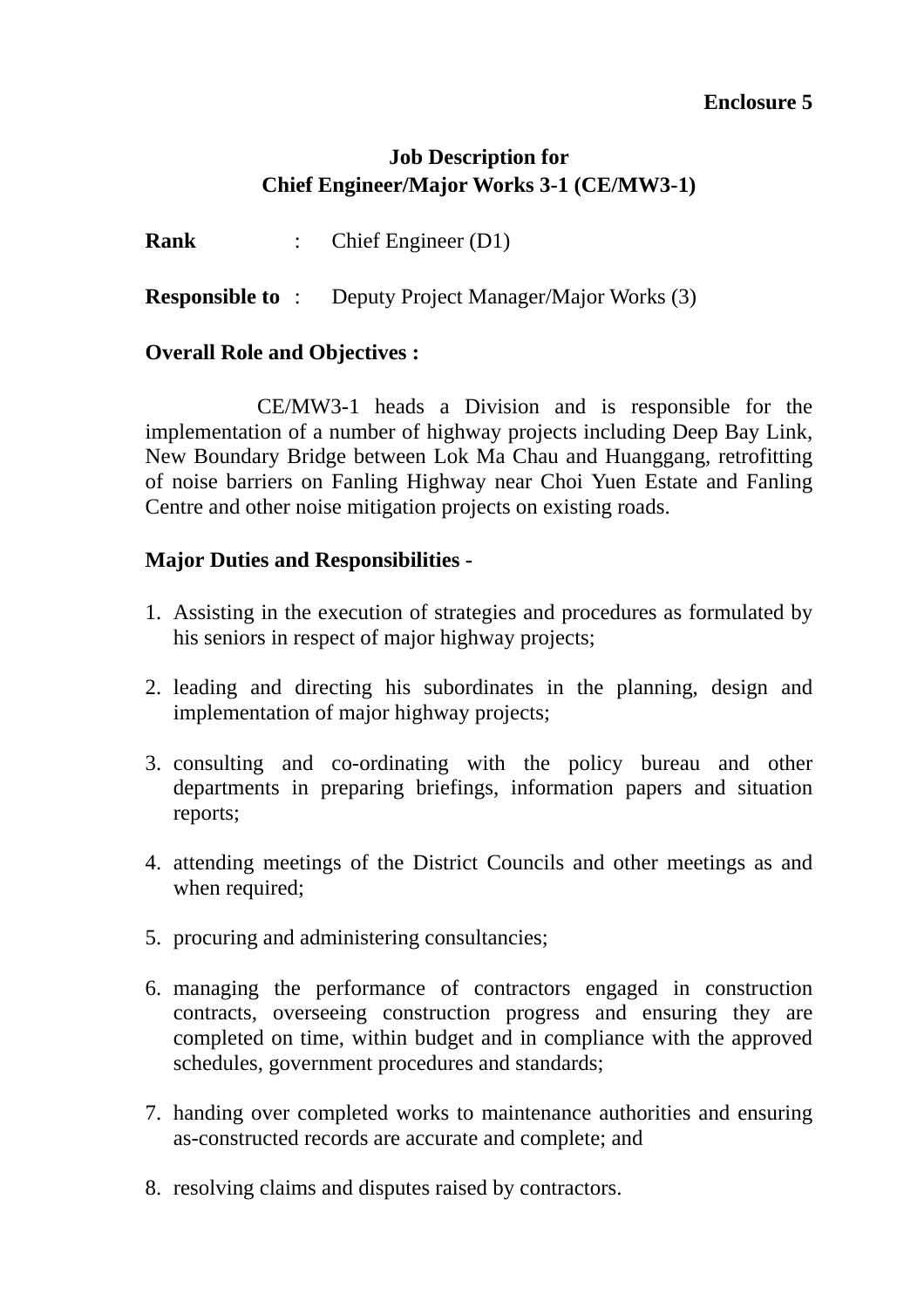**Enclosure 5**

**Job Description for**
**Chief Engineer/Major Works 3-1 (CE/MW3-1)**

**Rank** : Chief Engineer (D1)

**Responsible to** : Deputy Project Manager/Major Works (3)

**Overall Role and Objectives :**

CE/MW3-1 heads a Division and is responsible for the implementation of a number of highway projects including Deep Bay Link, New Boundary Bridge between Lok Ma Chau and Huanggang, retrofitting of noise barriers on Fanling Highway near Choi Yuen Estate and Fanling Centre and other noise mitigation projects on existing roads.

**Major Duties and Responsibilities -**

1. Assisting in the execution of strategies and procedures as formulated by his seniors in respect of major highway projects;

2. leading and directing his subordinates in the planning, design and implementation of major highway projects;

3. consulting and co-ordinating with the policy bureau and other departments in preparing briefings, information papers and situation reports;

4. attending meetings of the District Councils and other meetings as and when required;

5. procuring and administering consultancies;

6. managing the performance of contractors engaged in construction contracts, overseeing construction progress and ensuring they are completed on time, within budget and in compliance with the approved schedules, government procedures and standards;

7. handing over completed works to maintenance authorities and ensuring as-constructed records are accurate and complete; and

8. resolving claims and disputes raised by contractors.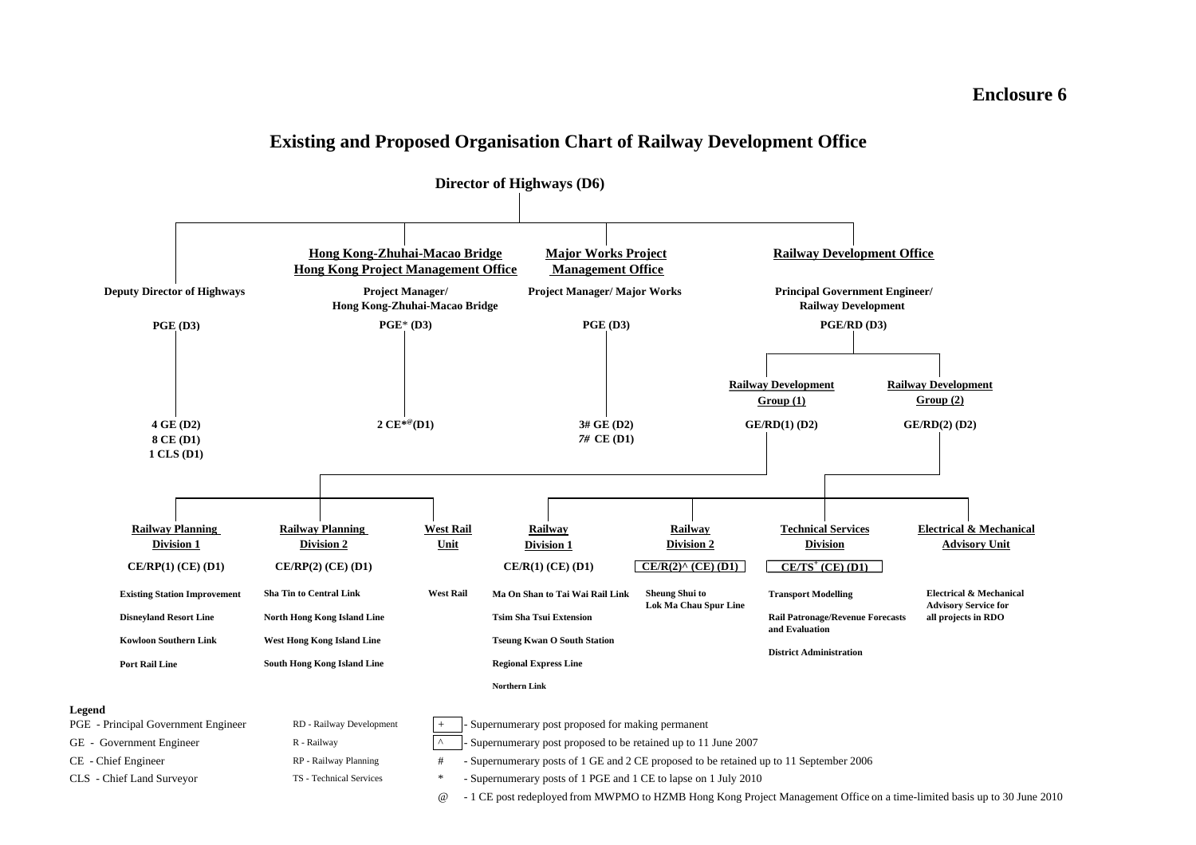**Enclosure 6**

# Existing and Proposed Organisation Chart of Railway Development Office

**Director of Highways (D6)**

- **Deputy Director of Highways**
  - **PGE (D3)**
    - **4 GE (D2)**
    - **8 CE (D1)**
    - **1 CLS (D1)**
- **Hong Kong-Zhuhai-Macao Bridge Hong Kong Project Management Office**
  - **Project Manager/ Hong Kong-Zhuhai-Macao Bridge**
  - **PGE* (D3)**
    - **2 CE*@ (D1)**
- **Major Works Project Management Office**
  - **Project Manager/ Major Works**
  - **PGE (D3)**
    - **3# GE (D2)**
    - ***7#* CE (D1)**
- **Railway Development Office**
  - **Principal Government Engineer/ Railway Development**
  - **PGE/RD (D3)**
    - **Railway Development Group (1)** — **GE/RD(1) (D2)**
      - **Railway Planning Division 1** — **CE/RP(1) (CE) (D1)**
        - Existing Station Improvement
        - Disneyland Resort Line
        - Kowloon Southern Link
        - Port Rail Line
      - **Railway Planning Division 2** — **CE/RP(2) (CE) (D1)**
        - Sha Tin to Central Link
        - North Hong Kong Island Line
        - West Hong Kong Island Line
        - South Hong Kong Island Line
      - **West Rail Unit**
        - West Rail
    - **Railway Development Group (2)** — **GE/RD(2) (D2)**
      - **Railway Division 1** — **CE/R(1) (CE) (D1)**
        - Ma On Shan to Tai Wai Rail Link
        - Tsim Sha Tsui Extension
        - Tseung Kwan O South Station
        - Regional Express Line
        - Northern Link
      - **Railway Division 2** — **CE/R(2)^ (CE) (D1)**
        - Sheung Shui to Lok Ma Chau Spur Line
      - **Technical Services Division** — **CE/TS+ (CE) (D1)**
        - Transport Modelling
        - Rail Patronage/Revenue Forecasts and Evaluation
        - District Administration
      - **Electrical & Mechanical Advisory Unit**
        - Electrical & Mechanical Advisory Service for all projects in RDO

**Legend**

| | | | |
|---|---|---|---|
| PGE - Principal Government Engineer | RD - Railway Development | + | - Supernumerary post proposed for making permanent |
| GE - Government Engineer | R - Railway | ^ | - Supernumerary post proposed to be retained up to 11 June 2007 |
| CE - Chief Engineer | RP - Railway Planning | # | - Supernumerary posts of 1 GE and 2 CE proposed to be retained up to 11 September 2006 |
| CLS - Chief Land Surveyor | TS - Technical Services | * | - Supernumerary posts of 1 PGE and 1 CE to lapse on 1 July 2010 |
| | | @ | - 1 CE post redeployed from MWPMO to HZMB Hong Kong Project Management Office on a time-limited basis up to 30 June 2010 |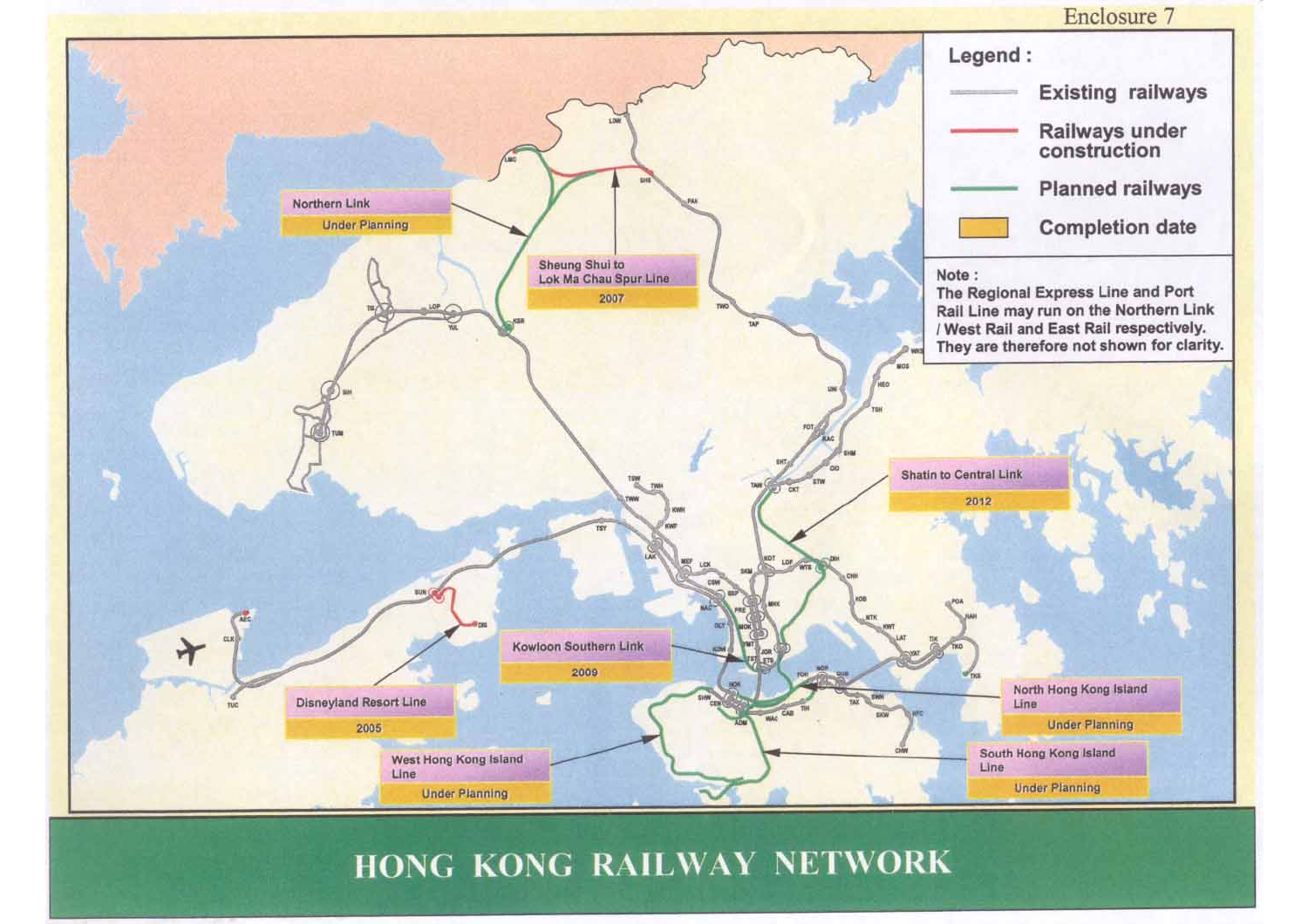Enclosure 7

Legend :

- Existing railways
- Railways under construction
- Planned railways
- Completion date

Note :
The Regional Express Line and Port Rail Line may run on the Northern Link / West Rail and East Rail respectively. They are therefore not shown for clarity.

Northern Link
Under Planning

Sheung Shui to Lok Ma Chau Spur Line
2007

Shatin to Central Link
2012

Kowloon Southern Link
2009

Disneyland Resort Line
2005

North Hong Kong Island Line
Under Planning

South Hong Kong Island Line
Under Planning

West Hong Kong Island Line
Under Planning

# HONG KONG RAILWAY NETWORK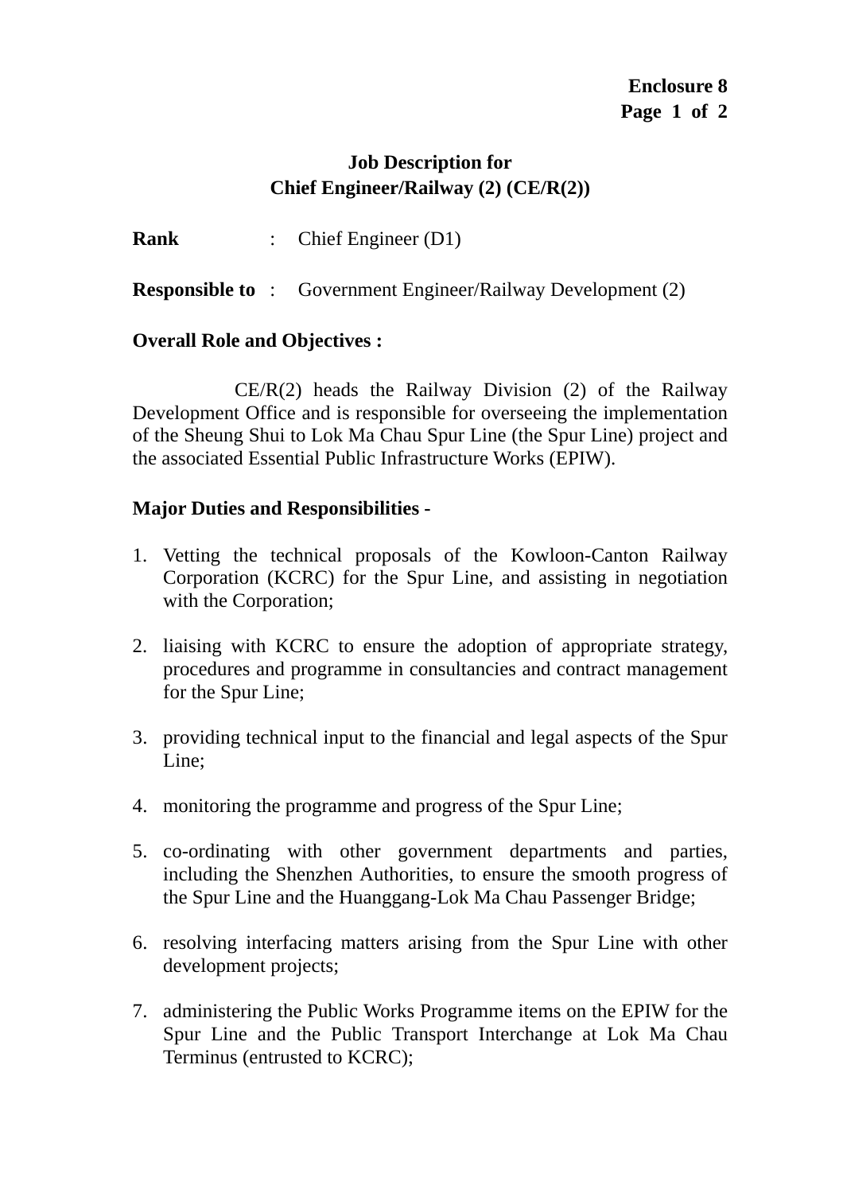**Enclosure 8**

## Job Description for
## Chief Engineer/Railway (2) (CE/R(2))

**Rank** : Chief Engineer (D1)

**Responsible to** : Government Engineer/Railway Development (2)

**Overall Role and Objectives :**

CE/R(2) heads the Railway Division (2) of the Railway Development Office and is responsible for overseeing the implementation of the Sheung Shui to Lok Ma Chau Spur Line (the Spur Line) project and the associated Essential Public Infrastructure Works (EPIW).

**Major Duties and Responsibilities -**

1. Vetting the technical proposals of the Kowloon-Canton Railway Corporation (KCRC) for the Spur Line, and assisting in negotiation with the Corporation;

2. liaising with KCRC to ensure the adoption of appropriate strategy, procedures and programme in consultancies and contract management for the Spur Line;

3. providing technical input to the financial and legal aspects of the Spur Line;

4. monitoring the programme and progress of the Spur Line;

5. co-ordinating with other government departments and parties, including the Shenzhen Authorities, to ensure the smooth progress of the Spur Line and the Huanggang-Lok Ma Chau Passenger Bridge;

6. resolving interfacing matters arising from the Spur Line with other development projects;

7. administering the Public Works Programme items on the EPIW for the Spur Line and the Public Transport Interchange at Lok Ma Chau Terminus (entrusted to KCRC);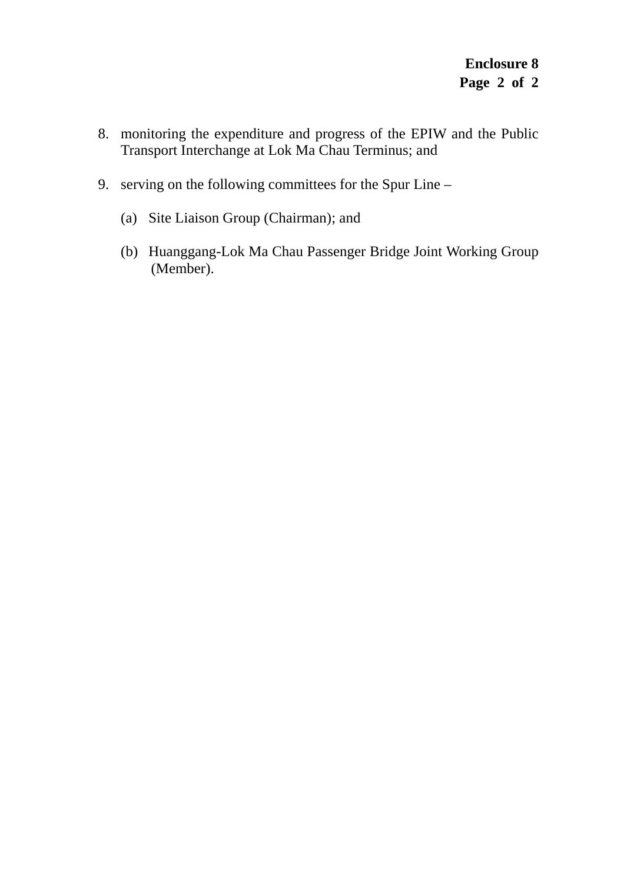**Enclosure 8**

8. monitoring the expenditure and progress of the EPIW and the Public Transport Interchange at Lok Ma Chau Terminus; and

9. serving on the following committees for the Spur Line –

   (a) Site Liaison Group (Chairman); and

   (b) Huanggang-Lok Ma Chau Passenger Bridge Joint Working Group (Member).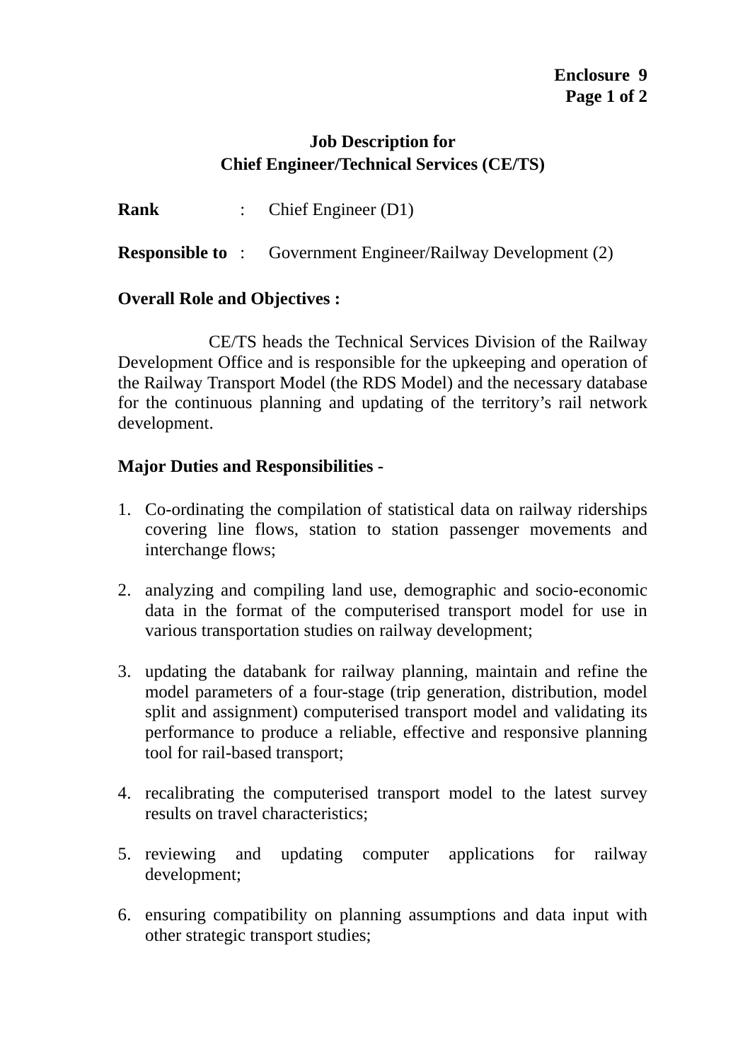**Enclosure 9**

**Page 1 of 2**

## Job Description for Chief Engineer/Technical Services (CE/TS)

**Rank** : Chief Engineer (D1)

**Responsible to** : Government Engineer/Railway Development (2)

**Overall Role and Objectives :**

CE/TS heads the Technical Services Division of the Railway Development Office and is responsible for the upkeeping and operation of the Railway Transport Model (the RDS Model) and the necessary database for the continuous planning and updating of the territory's rail network development.

**Major Duties and Responsibilities -**

1. Co-ordinating the compilation of statistical data on railway riderships covering line flows, station to station passenger movements and interchange flows;

2. analyzing and compiling land use, demographic and socio-economic data in the format of the computerised transport model for use in various transportation studies on railway development;

3. updating the databank for railway planning, maintain and refine the model parameters of a four-stage (trip generation, distribution, model split and assignment) computerised transport model and validating its performance to produce a reliable, effective and responsive planning tool for rail-based transport;

4. recalibrating the computerised transport model to the latest survey results on travel characteristics;

5. reviewing and updating computer applications for railway development;

6. ensuring compatibility on planning assumptions and data input with other strategic transport studies;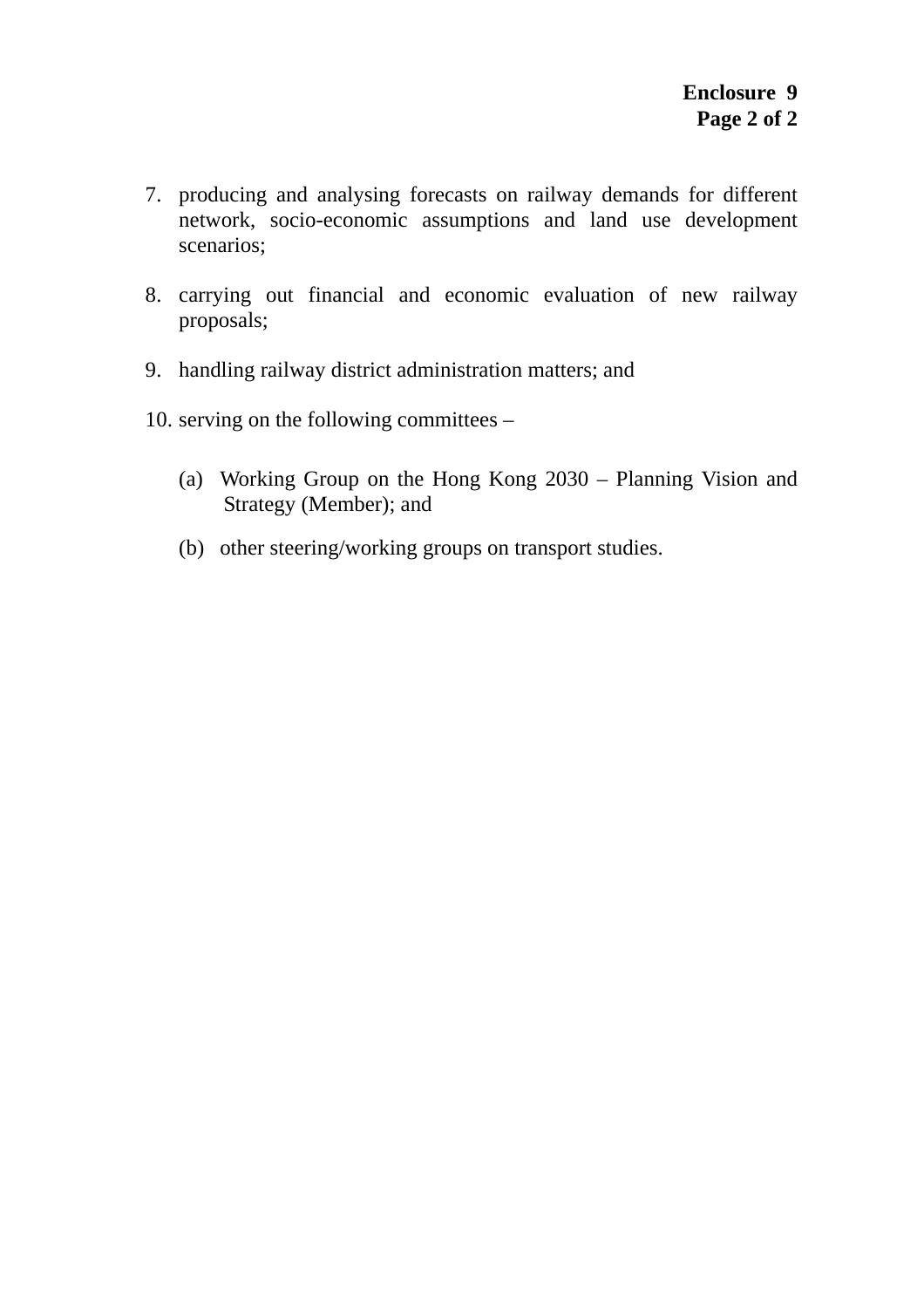**Enclosure 9**

7. producing and analysing forecasts on railway demands for different network, socio-economic assumptions and land use development scenarios;

8. carrying out financial and economic evaluation of new railway proposals;

9. handling railway district administration matters; and

10. serving on the following committees –

    (a) Working Group on the Hong Kong 2030 – Planning Vision and Strategy (Member); and

    (b) other steering/working groups on transport studies.